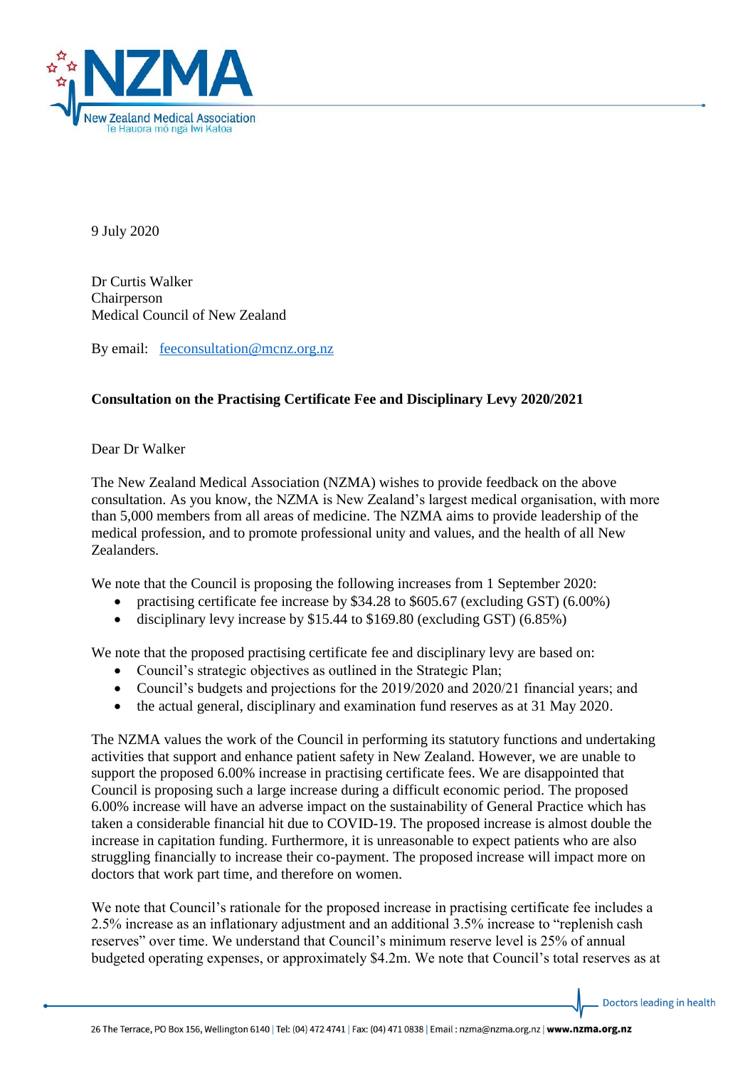9 July 2020

Dr Curtis Walker
Chairperson
Medical Council of New Zealand

By email: feeconsultation@mcnz.org.nz

**Consultation on the Practising Certificate Fee and Disciplinary Levy 2020/2021**

Dear Dr Walker

The New Zealand Medical Association (NZMA) wishes to provide feedback on the above consultation. As you know, the NZMA is New Zealand's largest medical organisation, with more than 5,000 members from all areas of medicine. The NZMA aims to provide leadership of the medical profession, and to promote professional unity and values, and the health of all New Zealanders.

We note that the Council is proposing the following increases from 1 September 2020:

- practising certificate fee increase by $34.28 to $605.67 (excluding GST) (6.00%)
- disciplinary levy increase by $15.44 to $169.80 (excluding GST) (6.85%)

We note that the proposed practising certificate fee and disciplinary levy are based on:

- Council's strategic objectives as outlined in the Strategic Plan;
- Council's budgets and projections for the 2019/2020 and 2020/21 financial years; and
- the actual general, disciplinary and examination fund reserves as at 31 May 2020.

The NZMA values the work of the Council in performing its statutory functions and undertaking activities that support and enhance patient safety in New Zealand. However, we are unable to support the proposed 6.00% increase in practising certificate fees. We are disappointed that Council is proposing such a large increase during a difficult economic period. The proposed 6.00% increase will have an adverse impact on the sustainability of General Practice which has taken a considerable financial hit due to COVID-19. The proposed increase is almost double the increase in capitation funding. Furthermore, it is unreasonable to expect patients who are also struggling financially to increase their co-payment. The proposed increase will impact more on doctors that work part time, and therefore on women.

We note that Council's rationale for the proposed increase in practising certificate fee includes a 2.5% increase as an inflationary adjustment and an additional 3.5% increase to "replenish cash reserves" over time. We understand that Council's minimum reserve level is 25% of annual budgeted operating expenses, or approximately $4.2m. We note that Council's total reserves as at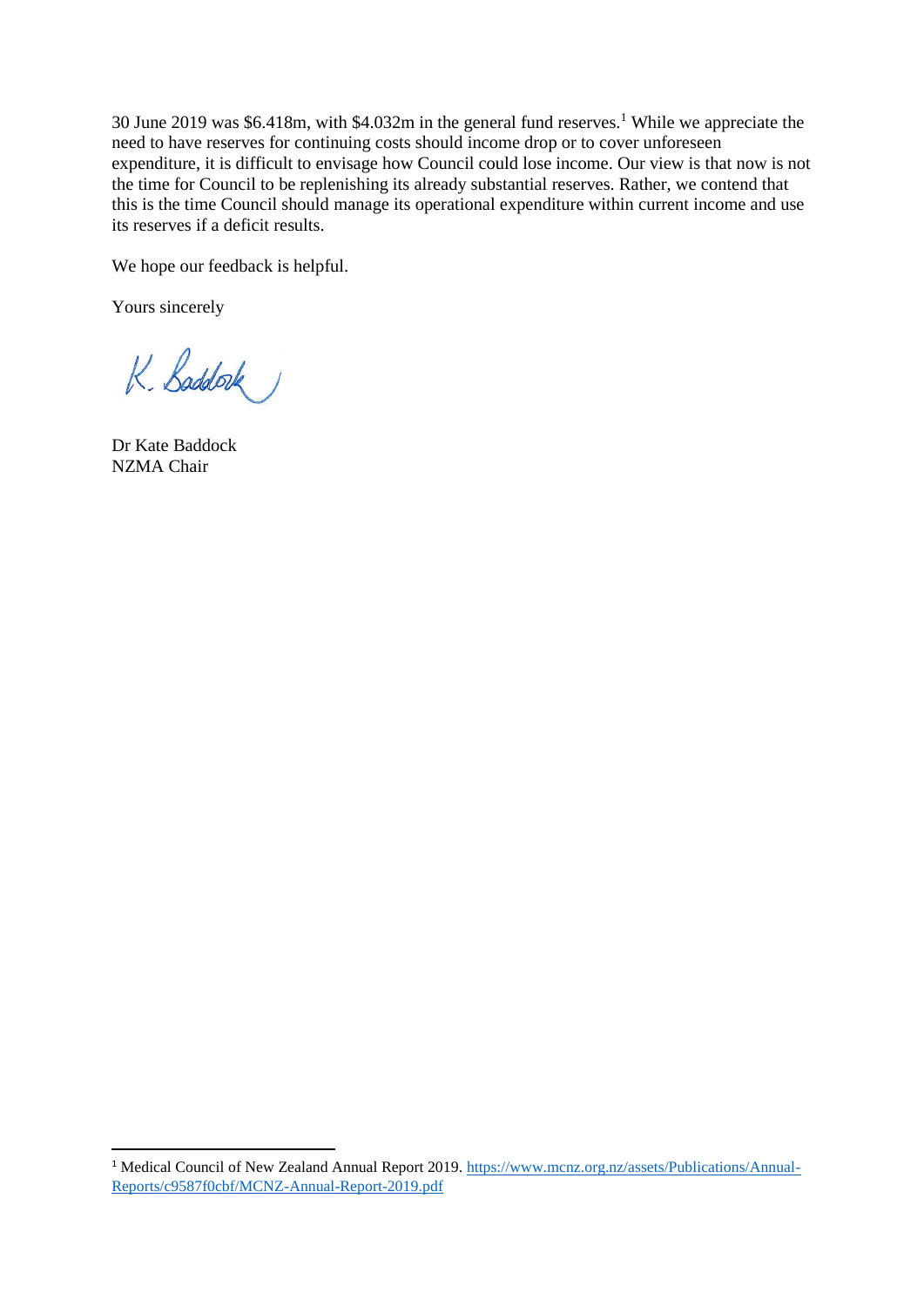30 June 2019 was \$6.418m, with \$4.032m in the general fund reserves.[1] While we appreciate the need to have reserves for continuing costs should income drop or to cover unforeseen expenditure, it is difficult to envisage how Council could lose income. Our view is that now is not the time for Council to be replenishing its already substantial reserves. Rather, we contend that this is the time Council should manage its operational expenditure within current income and use its reserves if a deficit results.

We hope our feedback is helpful.

Yours sincerely

Dr Kate Baddock
NZMA Chair

[1] Medical Council of New Zealand Annual Report 2019. https://www.mcnz.org.nz/assets/Publications/Annual-Reports/c9587f0cbf/MCNZ-Annual-Report-2019.pdf